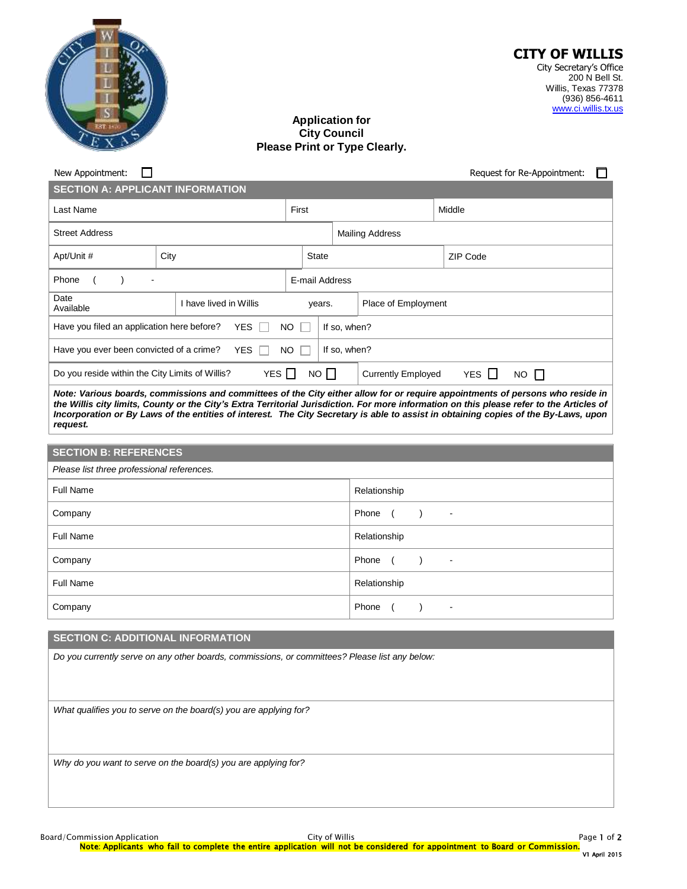**CITY OF WILLIS**
City Secretary's Office
200 N Bell St.
Willis, Texas 77378
(936) 856-4611
www.ci.willis.tx.us

# Application for City Council
**Please Print or Type Clearly.**

New Appointment: ☐ Request for Re-Appointment: ☐

## SECTION A: APPLICANT INFORMATION

| Last Name | First | Middle |
|---|---|---|
| Street Address | Mailing Address | |
| Apt/Unit # | City | State | ZIP Code |
| Phone ( ) - | E-mail Address | |
| Date Available | I have lived in Willis years. | Place of Employment |
| Have you filed an application here before? YES ☐ NO ☐ | If so, when? | |
| Have you ever been convicted of a crime? YES ☐ NO ☐ | If so, when? | |
| Do you reside within the City Limits of Willis? YES ☐ NO ☐ | Currently Employed YES ☐ NO ☐ | |

***Note: Various boards, commissions and committees of the City either allow for or require appointments of persons who reside in the Willis city limits, County or the City's Extra Territorial Jurisdiction. For more information on this please refer to the Articles of Incorporation or By Laws of the entities of interest. The City Secretary is able to assist in obtaining copies of the By-Laws, upon request.***

## SECTION B: REFERENCES

*Please list three professional references.*

| Full Name | Relationship |
|---|---|
| Company | Phone ( ) - |
| Full Name | Relationship |
| Company | Phone ( ) - |
| Full Name | Relationship |
| Company | Phone ( ) - |

## SECTION C: ADDITIONAL INFORMATION

*Do you currently serve on any other boards, commissions, or committees? Please list any below:*

*What qualifies you to serve on the board(s) you are applying for?*

*Why do you want to serve on the board(s) you are applying for?*

**Note: Applicants who fail to complete the entire application will not be considered for appointment to Board or Commission.**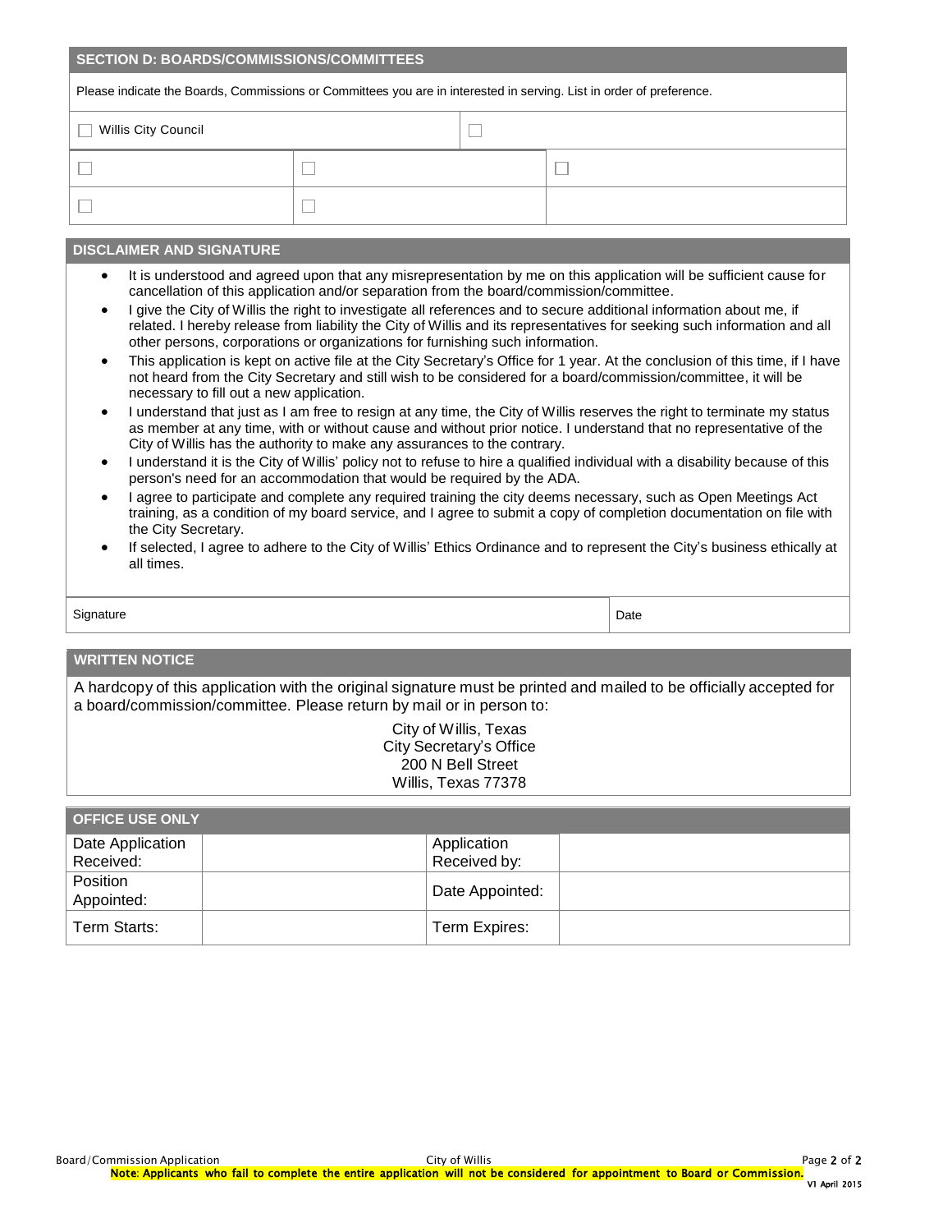## SECTION D: BOARDS/COMMISSIONS/COMMITTEES

Please indicate the Boards, Commissions or Committees you are in interested in serving. List in order of preference.

| | | |
|---|---|---|
| ☐ Willis City Council | ☐ | |
| ☐ | ☐ | ☐ |
| ☐ | ☐ | |

## DISCLAIMER AND SIGNATURE

- It is understood and agreed upon that any misrepresentation by me on this application will be sufficient cause for cancellation of this application and/or separation from the board/commission/committee.
- I give the City of Willis the right to investigate all references and to secure additional information about me, if related. I hereby release from liability the City of Willis and its representatives for seeking such information and all other persons, corporations or organizations for furnishing such information.
- This application is kept on active file at the City Secretary's Office for 1 year. At the conclusion of this time, if I have not heard from the City Secretary and still wish to be considered for a board/commission/committee, it will be necessary to fill out a new application.
- I understand that just as I am free to resign at any time, the City of Willis reserves the right to terminate my status as member at any time, with or without cause and without prior notice. I understand that no representative of the City of Willis has the authority to make any assurances to the contrary.
- I understand it is the City of Willis' policy not to refuse to hire a qualified individual with a disability because of this person's need for an accommodation that would be required by the ADA.
- I agree to participate and complete any required training the city deems necessary, such as Open Meetings Act training, as a condition of my board service, and I agree to submit a copy of completion documentation on file with the City Secretary.
- If selected, I agree to adhere to the City of Willis' Ethics Ordinance and to represent the City's business ethically at all times.

| | |
|---|---|
| Signature | Date |

## WRITTEN NOTICE

A hardcopy of this application with the original signature must be printed and mailed to be officially accepted for a board/commission/committee. Please return by mail or in person to:

City of Willis, Texas
City Secretary's Office
200 N Bell Street
Willis, Texas 77378

## OFFICE USE ONLY

| | | | |
|---|---|---|---|
| Date Application Received: | | Application Received by: | |
| Position Appointed: | | Date Appointed: | |
| Term Starts: | | Term Expires: | |

**Note: Applicants who fail to complete the entire application will not be considered for appointment to Board or Commission.**

V1 April 2015